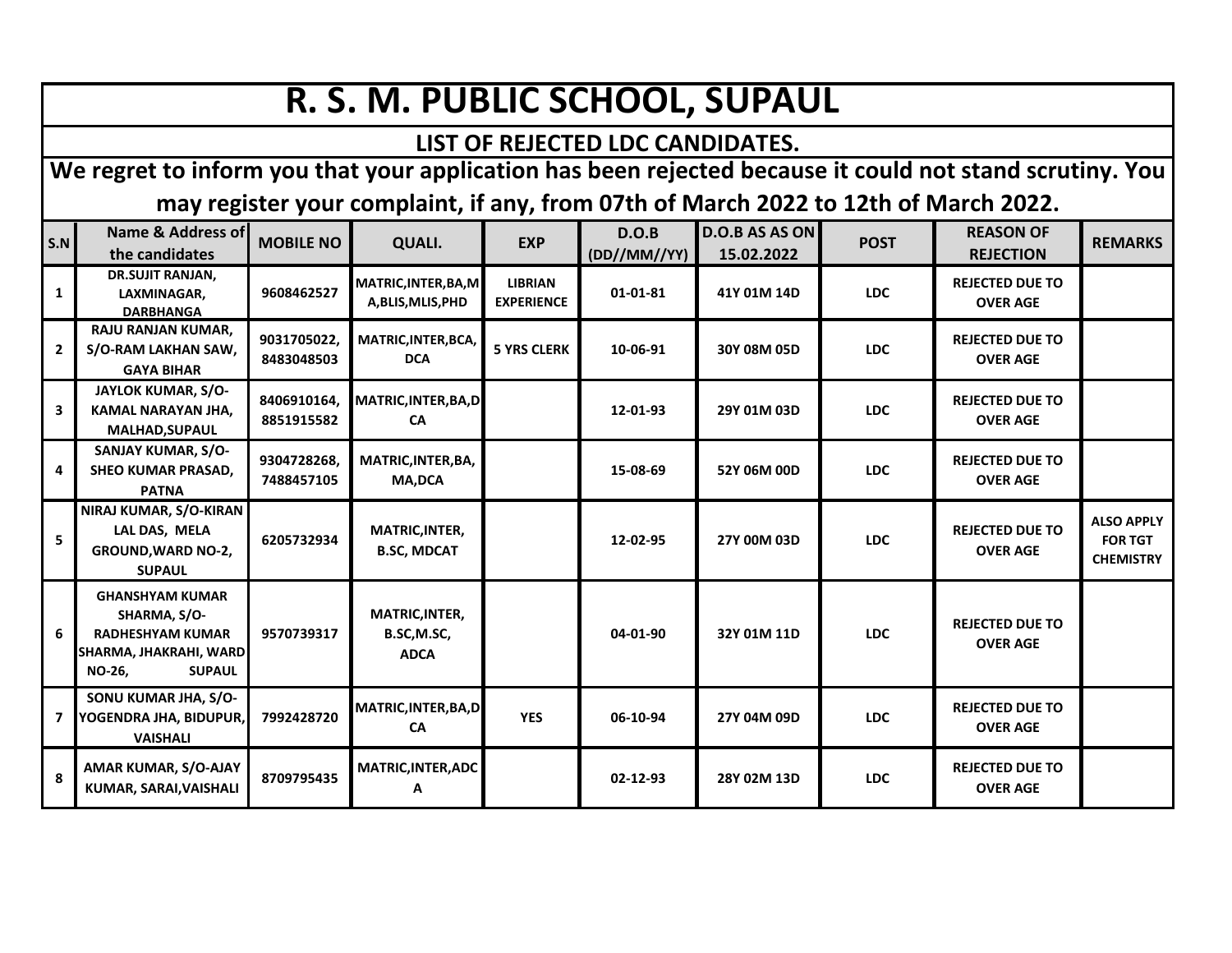# R. S. M. PUBLIC SCHOOL, SUPAUL

## LIST OF REJECTED LDC CANDIDATES.

**We regret to inform you that your application has been rejected because it could not stand scrutiny. You may register your complaint, if any, from 07th of March 2022 to 12th of March 2022.**

| S.N | Name & Address of the candidates | MOBILE NO | QUALI. | EXP | D.O.B (DD//MM//YY) | D.O.B AS AS ON 15.02.2022 | POST | REASON OF REJECTION | REMARKS |
|---|---|---|---|---|---|---|---|---|---|
| 1 | DR.SUJIT RANJAN, LAXMINAGAR, DARBHANGA | 9608462527 | MATRIC,INTER,BA,MA,BLIS,MLIS,PHD | LIBRIAN EXPERIENCE | 01-01-81 | 41Y 01M 14D | LDC | REJECTED DUE TO OVER AGE | |
| 2 | RAJU RANJAN KUMAR, S/O-RAM LAKHAN SAW, GAYA BIHAR | 9031705022, 8483048503 | MATRIC,INTER,BCA, DCA | 5 YRS CLERK | 10-06-91 | 30Y 08M 05D | LDC | REJECTED DUE TO OVER AGE | |
| 3 | JAYLOK KUMAR, S/O-KAMAL NARAYAN JHA, MALHAD,SUPAUL | 8406910164, 8851915582 | MATRIC,INTER,BA,DCA | | 12-01-93 | 29Y 01M 03D | LDC | REJECTED DUE TO OVER AGE | |
| 4 | SANJAY KUMAR, S/O-SHEO KUMAR PRASAD, PATNA | 9304728268, 7488457105 | MATRIC,INTER,BA, MA,DCA | | 15-08-69 | 52Y 06M 00D | LDC | REJECTED DUE TO OVER AGE | |
| 5 | NIRAJ KUMAR, S/O-KIRAN LAL DAS, MELA GROUND,WARD NO-2, SUPAUL | 6205732934 | MATRIC,INTER, B.SC, MDCAT | | 12-02-95 | 27Y 00M 03D | LDC | REJECTED DUE TO OVER AGE | ALSO APPLY FOR TGT CHEMISTRY |
| 6 | GHANSHYAM KUMAR SHARMA, S/O-RADHESHYAM KUMAR SHARMA, JHAKRAHI, WARD NO-26, SUPAUL | 9570739317 | MATRIC,INTER, B.SC,M.SC, ADCA | | 04-01-90 | 32Y 01M 11D | LDC | REJECTED DUE TO OVER AGE | |
| 7 | SONU KUMAR JHA, S/O-YOGENDRA JHA, BIDUPUR, VAISHALI | 7992428720 | MATRIC,INTER,BA,DCA | YES | 06-10-94 | 27Y 04M 09D | LDC | REJECTED DUE TO OVER AGE | |
| 8 | AMAR KUMAR, S/O-AJAY KUMAR, SARAI,VAISHALI | 8709795435 | MATRIC,INTER,ADCA | | 02-12-93 | 28Y 02M 13D | LDC | REJECTED DUE TO OVER AGE | |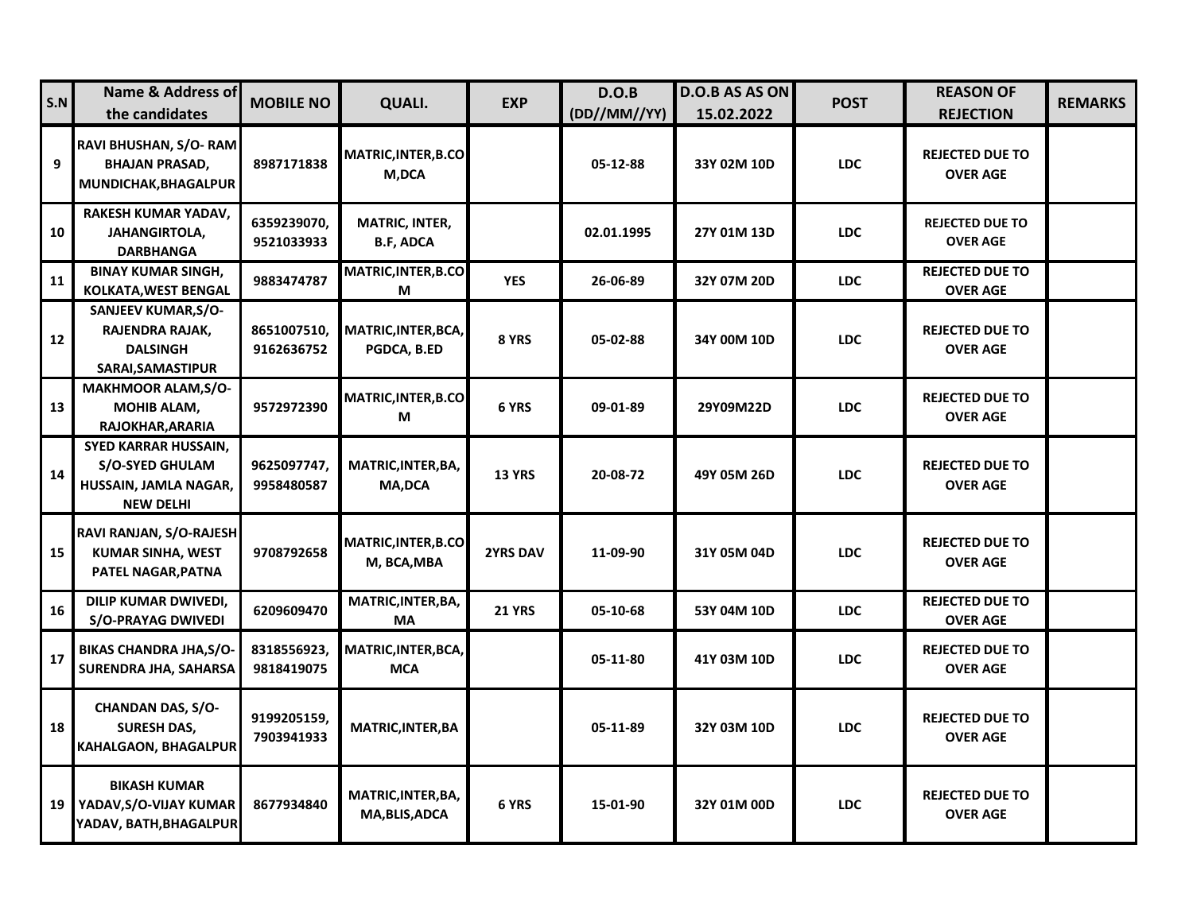| S.N | Name & Address of the candidates | MOBILE NO | QUALI. | EXP | D.O.B (DD//MM//YY) | D.O.B AS AS ON 15.02.2022 | POST | REASON OF REJECTION | REMARKS |
|---|---|---|---|---|---|---|---|---|---|
| 9 | RAVI BHUSHAN, S/O- RAM BHAJAN PRASAD, MUNDICHAK,BHAGALPUR | 8987171838 | MATRIC,INTER,B.COM,DCA | | 05-12-88 | 33Y 02M 10D | LDC | REJECTED DUE TO OVER AGE | |
| 10 | RAKESH KUMAR YADAV, JAHANGIRTOLA, DARBHANGA | 6359239070, 9521033933 | MATRIC, INTER, B.F, ADCA | | 02.01.1995 | 27Y 01M 13D | LDC | REJECTED DUE TO OVER AGE | |
| 11 | BINAY KUMAR SINGH, KOLKATA,WEST BENGAL | 9883474787 | MATRIC,INTER,B.COM | YES | 26-06-89 | 32Y 07M 20D | LDC | REJECTED DUE TO OVER AGE | |
| 12 | SANJEEV KUMAR,S/O-RAJENDRA RAJAK, DALSINGH SARAI,SAMASTIPUR | 8651007510, 9162636752 | MATRIC,INTER,BCA, PGDCA, B.ED | 8 YRS | 05-02-88 | 34Y 00M 10D | LDC | REJECTED DUE TO OVER AGE | |
| 13 | MAKHMOOR ALAM,S/O-MOHIB ALAM, RAJOKHAR,ARARIA | 9572972390 | MATRIC,INTER,B.COM | 6 YRS | 09-01-89 | 29Y09M22D | LDC | REJECTED DUE TO OVER AGE | |
| 14 | SYED KARRAR HUSSAIN, S/O-SYED GHULAM HUSSAIN, JAMLA NAGAR, NEW DELHI | 9625097747, 9958480587 | MATRIC,INTER,BA, MA,DCA | 13 YRS | 20-08-72 | 49Y 05M 26D | LDC | REJECTED DUE TO OVER AGE | |
| 15 | RAVI RANJAN, S/O-RAJESH KUMAR SINHA, WEST PATEL NAGAR,PATNA | 9708792658 | MATRIC,INTER,B.COM, BCA,MBA | 2YRS DAV | 11-09-90 | 31Y 05M 04D | LDC | REJECTED DUE TO OVER AGE | |
| 16 | DILIP KUMAR DWIVEDI, S/O-PRAYAG DWIVEDI | 6209609470 | MATRIC,INTER,BA, MA | 21 YRS | 05-10-68 | 53Y 04M 10D | LDC | REJECTED DUE TO OVER AGE | |
| 17 | BIKAS CHANDRA JHA,S/O-SURENDRA JHA, SAHARSA | 8318556923, 9818419075 | MATRIC,INTER,BCA, MCA | | 05-11-80 | 41Y 03M 10D | LDC | REJECTED DUE TO OVER AGE | |
| 18 | CHANDAN DAS, S/O-SURESH DAS, KAHALGAON, BHAGALPUR | 9199205159, 7903941933 | MATRIC,INTER,BA | | 05-11-89 | 32Y 03M 10D | LDC | REJECTED DUE TO OVER AGE | |
| 19 | BIKASH KUMAR YADAV,S/O-VIJAY KUMAR YADAV, BATH,BHAGALPUR | 8677934840 | MATRIC,INTER,BA, MA,BLIS,ADCA | 6 YRS | 15-01-90 | 32Y 01M 00D | LDC | REJECTED DUE TO OVER AGE | |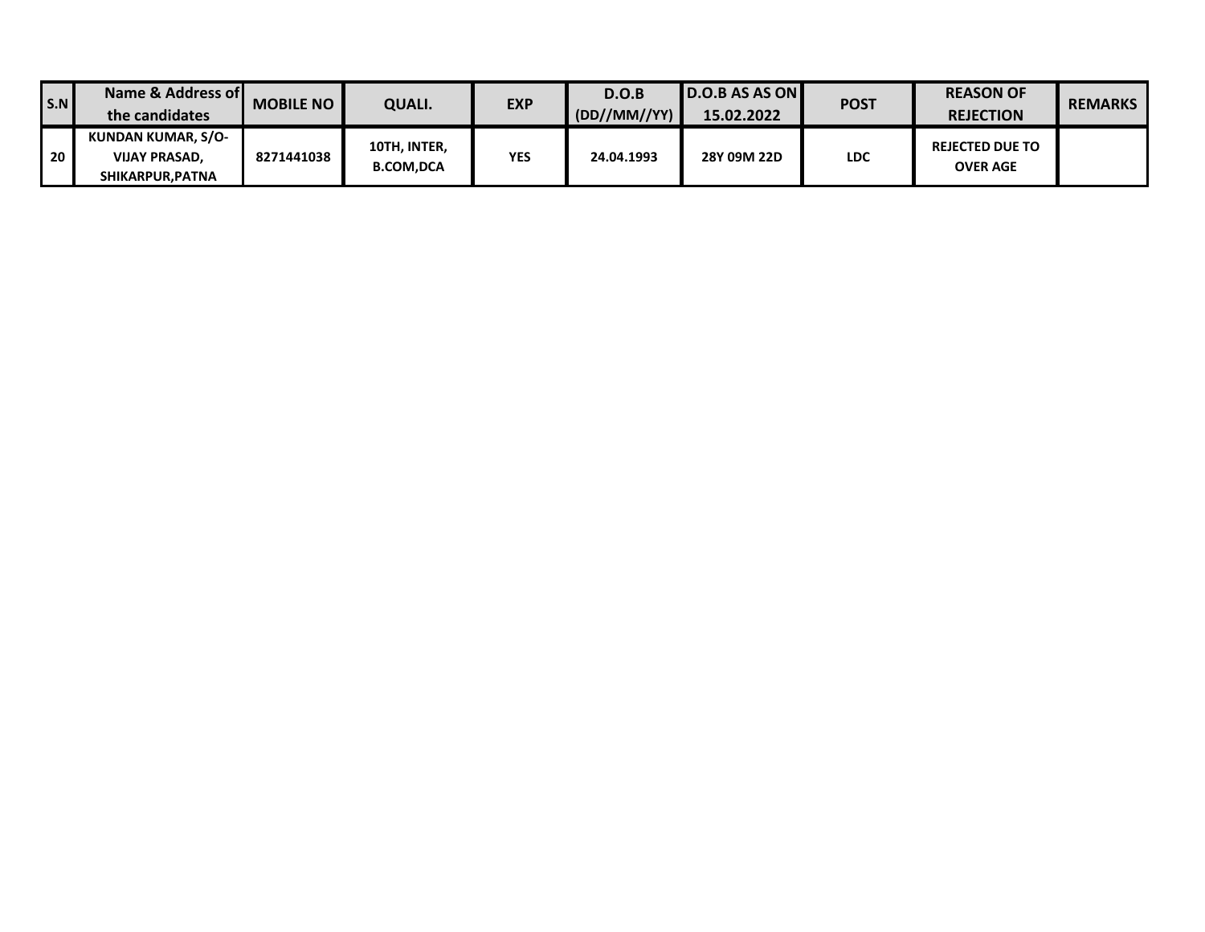| S.N | Name & Address of the candidates | MOBILE NO | QUALI. | EXP | D.O.B (DD//MM//YY) | D.O.B AS AS ON 15.02.2022 | POST | REASON OF REJECTION | REMARKS |
|---|---|---|---|---|---|---|---|---|---|
| 20 | KUNDAN KUMAR, S/O- VIJAY PRASAD, SHIKARPUR,PATNA | 8271441038 | 10TH, INTER, B.COM,DCA | YES | 24.04.1993 | 28Y 09M 22D | LDC | REJECTED DUE TO OVER AGE | |